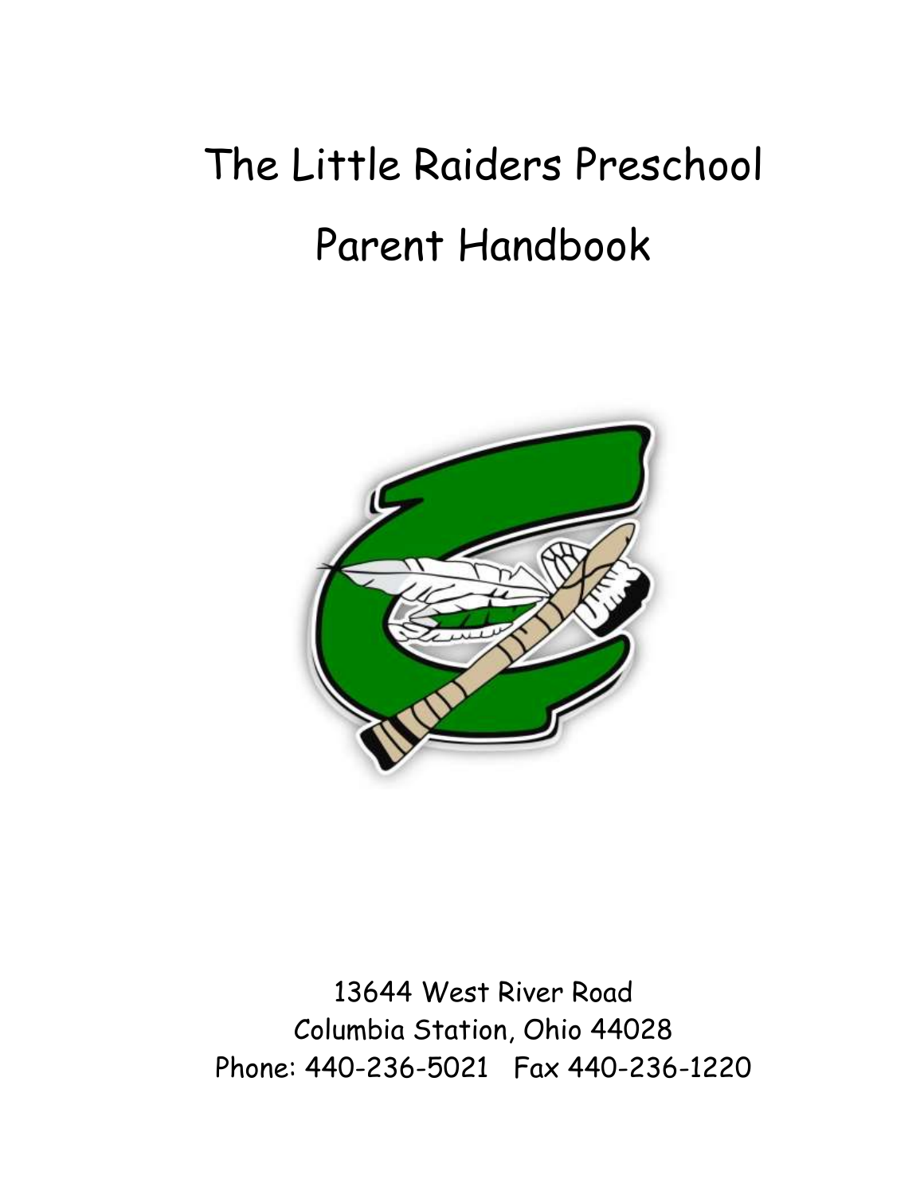# The Little Raiders Preschool

# Parent Handbook

13644 West River Road
Columbia Station, Ohio 44028
Phone: 440-236-5021   Fax 440-236-1220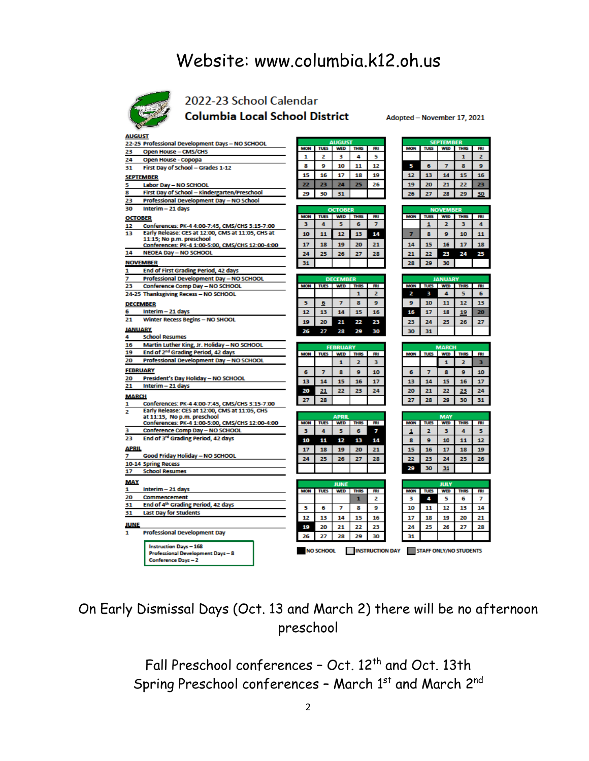Website: www.columbia.k12.oh.us

## 2022-23 School Calendar
## Columbia Local School District

Adopted – November 17, 2021

**AUGUST**
- 22-25 Professional Development Days – NO SCHOOL
- 23 Open House – CMS/CHS
- 24 Open House - Copopa
- 31 First Day of School – Grades 1-12

**SEPTEMBER**
- 5 Labor Day – NO SCHOOL
- 8 First Day of School – Kindergarten/Preschool
- 23 Professional Development Day – NO School
- 30 Interim – 21 days

**OCTOBER**
- 12 Conferences: PK-4 4:00-7:45, CMS/CHS 3:15-7:00
- 13 Early Release: CES at 12:00, CMS at 11:05, CHS at 11:15; No p.m. preschool
  Conferences: PK-4 1:00-5:00, CMS/CHS 12:00-4:00
- 14 NEOEA Day – NO SCHOOL

**NOVEMBER**
- 1 End of First Grading Period, 42 days
- 7 Professional Development Day – NO SCHOOL
- 23 Conference Comp Day – NO SCHOOL
- 24-25 Thanksgiving Recess – NO SCHOOL

**DECEMBER**
- 6 Interim – 21 days
- 21 Winter Recess Begins – NO SHOOL

**JANUARY**
- 4 School Resumes
- 16 Martin Luther King, Jr. Holiday – NO SCHOOL
- 19 End of 2nd Grading Period, 42 days
- 20 Professional Development Day – NO SCHOOL

**FEBRUARY**
- 20 President's Day Holiday – NO SCHOOL
- 21 Interim – 21 days

**MARCH**
- 1 Conferences: PK-4 4:00-7:45, CMS/CHS 3:15-7:00
- 2 Early Release: CES at 12:00, CMS at 11:05, CHS at 11:15, No p.m. preschool
  Conferences: PK-4 1:00-5:00, CMS/CHS 12:00-4:00
- 3 Conference Comp Day – NO SCHOOL
- 23 End of 3rd Grading Period, 42 days

**APRIL**
- 7 Good Friday Holiday – NO SCHOOL
- 10-14 Spring Recess
- 17 School Resumes

**MAY**
- 1 Interim – 21 days
- 20 Commencement
- 31 End of 4th Grading Period, 42 days
- 31 Last Day for Students

**JUNE**
- 1 Professional Development Day

Instruction Days – 168
Professional Development Days – 8
Conference Days – 2

**AUGUST**

| MON | TUES | WED | THRS | FRI |
|---|---|---|---|---|
| 1 | 2 | 3 | 4 | 5 |
| 8 | 9 | 10 | 11 | 12 |
| 15 | 16 | 17 | 18 | 19 |
| 22 | 23 | 24 | 25 | 26 |
| 29 | 30 | 31 | | |

**SEPTEMBER**

| MON | TUES | WED | THRS | FRI |
|---|---|---|---|---|
| | | | 1 | 2 |
| 5 | 6 | 7 | 8 | 9 |
| 12 | 13 | 14 | 15 | 16 |
| 19 | 20 | 21 | 22 | 23 |
| 26 | 27 | 28 | 29 | 30 |

**OCTOBER**

| MON | TUES | WED | THRS | FRI |
|---|---|---|---|---|
| 3 | 4 | 5 | 6 | 7 |
| 10 | 11 | 12 | 13 | 14 |
| 17 | 18 | 19 | 20 | 21 |
| 24 | 25 | 26 | 27 | 28 |
| 31 | | | | |

**NOVEMBER**

| MON | TUES | WED | THRS | FRI |
|---|---|---|---|---|
| | 1 | 2 | 3 | 4 |
| 7 | 8 | 9 | 10 | 11 |
| 14 | 15 | 16 | 17 | 18 |
| 21 | 22 | 23 | 24 | 25 |
| 28 | 29 | 30 | | |

**DECEMBER**

| MON | TUES | WED | THRS | FRI |
|---|---|---|---|---|
| | | | 1 | 2 |
| 5 | 6 | 7 | 8 | 9 |
| 12 | 13 | 14 | 15 | 16 |
| 19 | 20 | 21 | 22 | 23 |
| 26 | 27 | 28 | 29 | 30 |

**JANUARY**

| MON | TUES | WED | THRS | FRI |
|---|---|---|---|---|
| 2 | 3 | 4 | 5 | 6 |
| 9 | 10 | 11 | 12 | 13 |
| 16 | 17 | 18 | 19 | 20 |
| 23 | 24 | 25 | 26 | 27 |
| 30 | 31 | | | |

**FEBRUARY**

| MON | TUES | WED | THRS | FRI |
|---|---|---|---|---|
| | | 1 | 2 | 3 |
| 6 | 7 | 8 | 9 | 10 |
| 13 | 14 | 15 | 16 | 17 |
| 20 | 21 | 22 | 23 | 24 |
| 27 | 28 | | | |

**MARCH**

| MON | TUES | WED | THRS | FRI |
|---|---|---|---|---|
| | | 1 | 2 | 3 |
| 6 | 7 | 8 | 9 | 10 |
| 13 | 14 | 15 | 16 | 17 |
| 20 | 21 | 22 | 23 | 24 |
| 27 | 28 | 29 | 30 | 31 |

**APRIL**

| MON | TUES | WED | THRS | FRI |
|---|---|---|---|---|
| 3 | 4 | 5 | 6 | 7 |
| 10 | 11 | 12 | 13 | 14 |
| 17 | 18 | 19 | 20 | 21 |
| 24 | 25 | 26 | 27 | 28 |

**MAY**

| MON | TUES | WED | THRS | FRI |
|---|---|---|---|---|
| 1 | 2 | 3 | 4 | 5 |
| 8 | 9 | 10 | 11 | 12 |
| 15 | 16 | 17 | 18 | 19 |
| 22 | 23 | 24 | 25 | 26 |
| 29 | 30 | 31 | | |

**JUNE**

| MON | TUES | WED | THRS | FRI |
|---|---|---|---|---|
| | | | 1 | 2 |
| 5 | 6 | 7 | 8 | 9 |
| 12 | 13 | 14 | 15 | 16 |
| 19 | 20 | 21 | 22 | 23 |
| 26 | 27 | 28 | 29 | 30 |

**JULY**

| MON | TUES | WED | THRS | FRI |
|---|---|---|---|---|
| 3 | 4 | 5 | 6 | 7 |
| 10 | 11 | 12 | 13 | 14 |
| 17 | 18 | 19 | 20 | 21 |
| 24 | 25 | 26 | 27 | 28 |
| 31 | | | | |

NO SCHOOL | INSTRUCTION DAY | STAFF ONLY/NO STUDENTS

On Early Dismissal Days (Oct. 13 and March 2) there will be no afternoon preschool

Fall Preschool conferences – Oct. 12th and Oct. 13th
Spring Preschool conferences – March 1st and March 2nd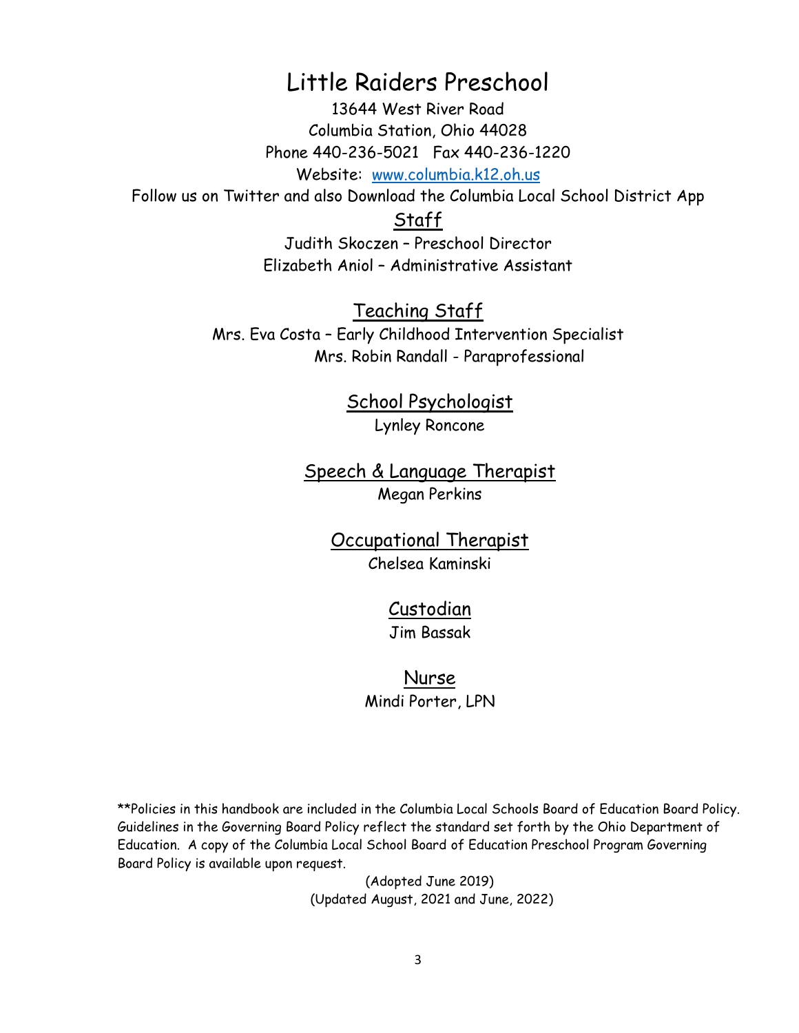# Little Raiders Preschool

13644 West River Road
Columbia Station, Ohio 44028
Phone 440-236-5021 Fax 440-236-1220
Website: www.columbia.k12.oh.us
Follow us on Twitter and also Download the Columbia Local School District App

## Staff

Judith Skoczen – Preschool Director
Elizabeth Aniol – Administrative Assistant

## Teaching Staff

Mrs. Eva Costa – Early Childhood Intervention Specialist
Mrs. Robin Randall - Paraprofessional

## School Psychologist

Lynley Roncone

## Speech & Language Therapist

Megan Perkins

## Occupational Therapist

Chelsea Kaminski

## Custodian

Jim Bassak

## Nurse

Mindi Porter, LPN

**Policies in this handbook are included in the Columbia Local Schools Board of Education Board Policy. Guidelines in the Governing Board Policy reflect the standard set forth by the Ohio Department of Education. A copy of the Columbia Local School Board of Education Preschool Program Governing Board Policy is available upon request.

(Adopted June 2019)
(Updated August, 2021 and June, 2022)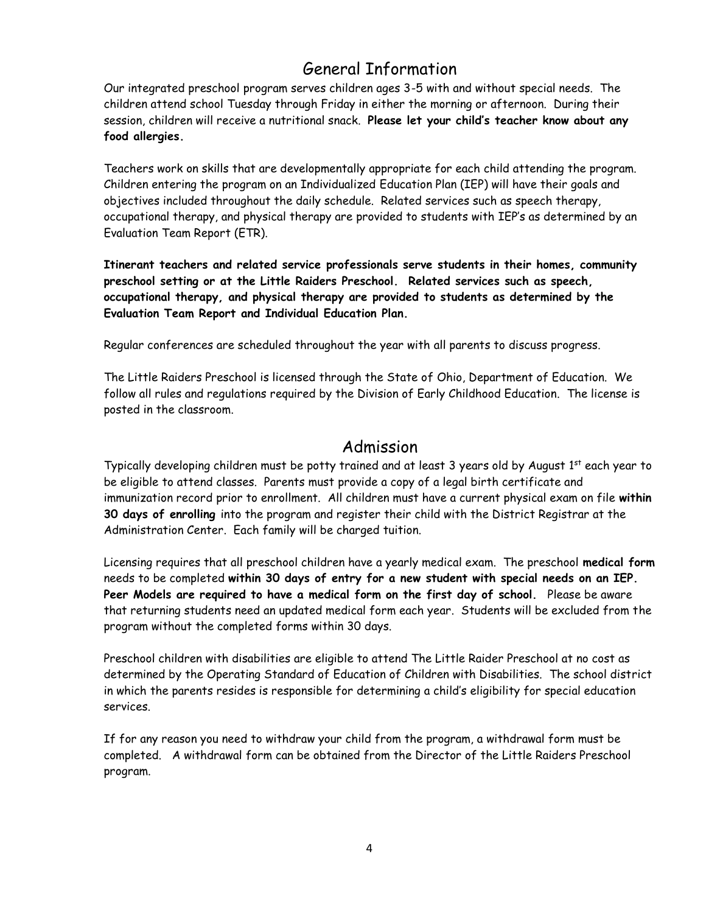## General Information

Our integrated preschool program serves children ages 3-5 with and without special needs. The children attend school Tuesday through Friday in either the morning or afternoon. During their session, children will receive a nutritional snack. **Please let your child's teacher know about any food allergies.**

Teachers work on skills that are developmentally appropriate for each child attending the program. Children entering the program on an Individualized Education Plan (IEP) will have their goals and objectives included throughout the daily schedule. Related services such as speech therapy, occupational therapy, and physical therapy are provided to students with IEP's as determined by an Evaluation Team Report (ETR).

**Itinerant teachers and related service professionals serve students in their homes, community preschool setting or at the Little Raiders Preschool. Related services such as speech, occupational therapy, and physical therapy are provided to students as determined by the Evaluation Team Report and Individual Education Plan.**

Regular conferences are scheduled throughout the year with all parents to discuss progress.

The Little Raiders Preschool is licensed through the State of Ohio, Department of Education. We follow all rules and regulations required by the Division of Early Childhood Education. The license is posted in the classroom.

## Admission

Typically developing children must be potty trained and at least 3 years old by August 1st each year to be eligible to attend classes. Parents must provide a copy of a legal birth certificate and immunization record prior to enrollment. All children must have a current physical exam on file **within 30 days of enrolling** into the program and register their child with the District Registrar at the Administration Center. Each family will be charged tuition.

Licensing requires that all preschool children have a yearly medical exam. The preschool **medical form** needs to be completed **within 30 days of entry for a new student with special needs on an IEP. Peer Models are required to have a medical form on the first day of school.** Please be aware that returning students need an updated medical form each year. Students will be excluded from the program without the completed forms within 30 days.

Preschool children with disabilities are eligible to attend The Little Raider Preschool at no cost as determined by the Operating Standard of Education of Children with Disabilities. The school district in which the parents resides is responsible for determining a child's eligibility for special education services.

If for any reason you need to withdraw your child from the program, a withdrawal form must be completed. A withdrawal form can be obtained from the Director of the Little Raiders Preschool program.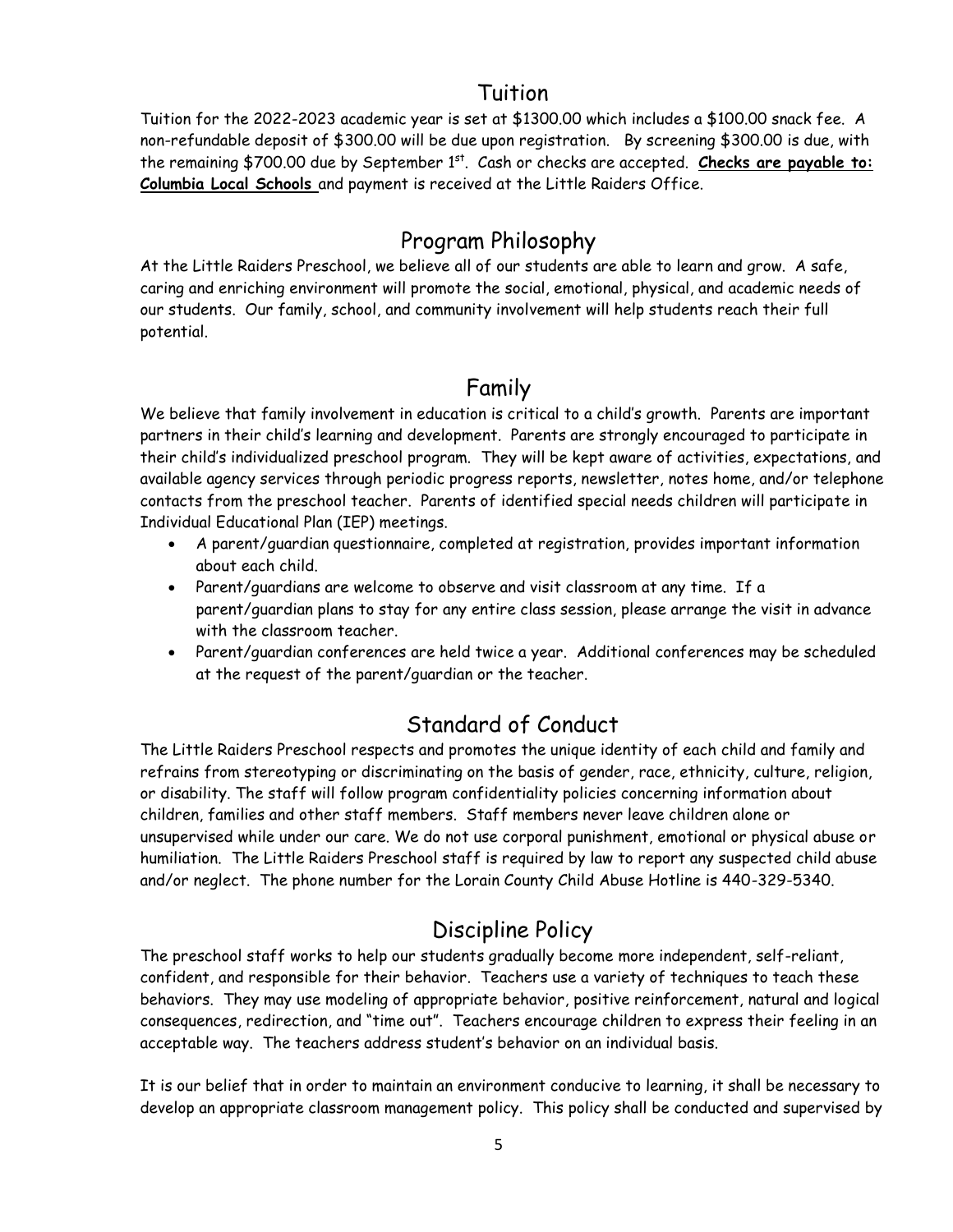## Tuition

Tuition for the 2022-2023 academic year is set at $1300.00 which includes a $100.00 snack fee. A non-refundable deposit of $300.00 will be due upon registration. By screening $300.00 is due, with the remaining $700.00 due by September 1st. Cash or checks are accepted. **Checks are payable to: Columbia Local Schools** and payment is received at the Little Raiders Office.

## Program Philosophy

At the Little Raiders Preschool, we believe all of our students are able to learn and grow. A safe, caring and enriching environment will promote the social, emotional, physical, and academic needs of our students. Our family, school, and community involvement will help students reach their full potential.

## Family

We believe that family involvement in education is critical to a child's growth. Parents are important partners in their child's learning and development. Parents are strongly encouraged to participate in their child's individualized preschool program. They will be kept aware of activities, expectations, and available agency services through periodic progress reports, newsletter, notes home, and/or telephone contacts from the preschool teacher. Parents of identified special needs children will participate in Individual Educational Plan (IEP) meetings.

- A parent/guardian questionnaire, completed at registration, provides important information about each child.
- Parent/guardians are welcome to observe and visit classroom at any time. If a parent/guardian plans to stay for any entire class session, please arrange the visit in advance with the classroom teacher.
- Parent/guardian conferences are held twice a year. Additional conferences may be scheduled at the request of the parent/guardian or the teacher.

## Standard of Conduct

The Little Raiders Preschool respects and promotes the unique identity of each child and family and refrains from stereotyping or discriminating on the basis of gender, race, ethnicity, culture, religion, or disability. The staff will follow program confidentiality policies concerning information about children, families and other staff members. Staff members never leave children alone or unsupervised while under our care. We do not use corporal punishment, emotional or physical abuse or humiliation. The Little Raiders Preschool staff is required by law to report any suspected child abuse and/or neglect. The phone number for the Lorain County Child Abuse Hotline is 440-329-5340.

## Discipline Policy

The preschool staff works to help our students gradually become more independent, self-reliant, confident, and responsible for their behavior. Teachers use a variety of techniques to teach these behaviors. They may use modeling of appropriate behavior, positive reinforcement, natural and logical consequences, redirection, and "time out". Teachers encourage children to express their feeling in an acceptable way. The teachers address student's behavior on an individual basis.

It is our belief that in order to maintain an environment conducive to learning, it shall be necessary to develop an appropriate classroom management policy. This policy shall be conducted and supervised by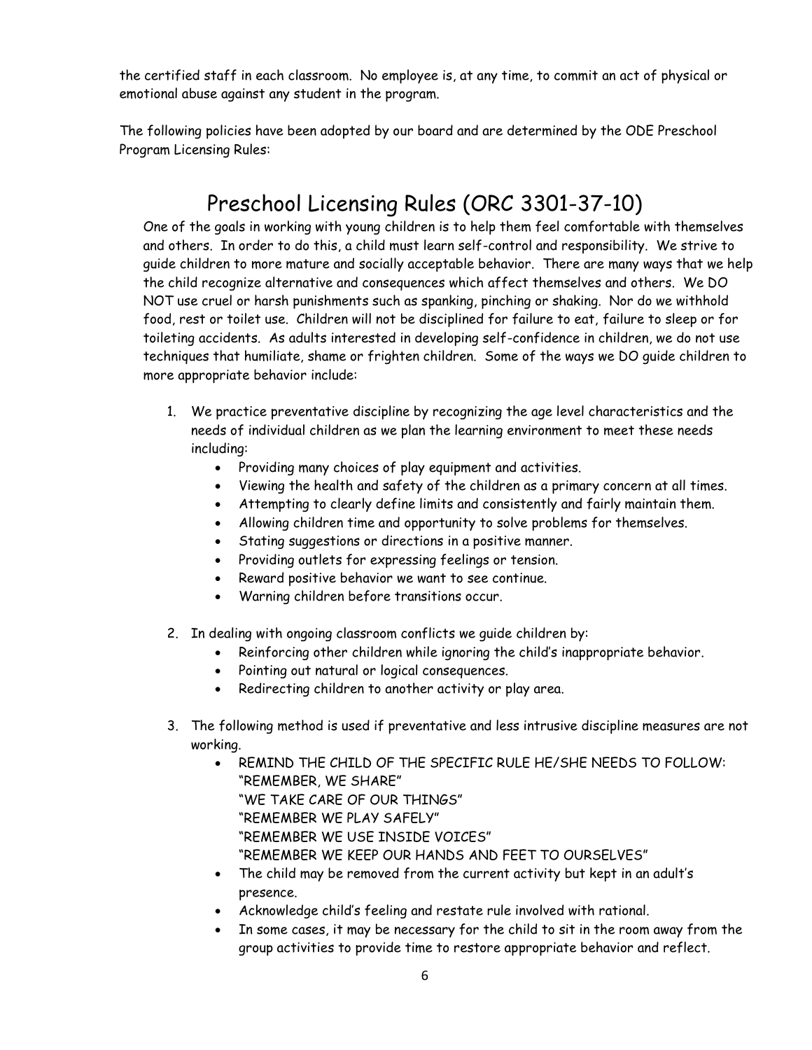the certified staff in each classroom. No employee is, at any time, to commit an act of physical or emotional abuse against any student in the program.

The following policies have been adopted by our board and are determined by the ODE Preschool Program Licensing Rules:

# Preschool Licensing Rules (ORC 3301-37-10)

One of the goals in working with young children is to help them feel comfortable with themselves and others. In order to do this, a child must learn self-control and responsibility. We strive to guide children to more mature and socially acceptable behavior. There are many ways that we help the child recognize alternative and consequences which affect themselves and others. We DO NOT use cruel or harsh punishments such as spanking, pinching or shaking. Nor do we withhold food, rest or toilet use. Children will not be disciplined for failure to eat, failure to sleep or for toileting accidents. As adults interested in developing self-confidence in children, we do not use techniques that humiliate, shame or frighten children. Some of the ways we DO guide children to more appropriate behavior include:

1. We practice preventative discipline by recognizing the age level characteristics and the needs of individual children as we plan the learning environment to meet these needs including:
   - Providing many choices of play equipment and activities.
   - Viewing the health and safety of the children as a primary concern at all times.
   - Attempting to clearly define limits and consistently and fairly maintain them.
   - Allowing children time and opportunity to solve problems for themselves.
   - Stating suggestions or directions in a positive manner.
   - Providing outlets for expressing feelings or tension.
   - Reward positive behavior we want to see continue.
   - Warning children before transitions occur.

2. In dealing with ongoing classroom conflicts we guide children by:
   - Reinforcing other children while ignoring the child's inappropriate behavior.
   - Pointing out natural or logical consequences.
   - Redirecting children to another activity or play area.

3. The following method is used if preventative and less intrusive discipline measures are not working.
   - REMIND THE CHILD OF THE SPECIFIC RULE HE/SHE NEEDS TO FOLLOW:
     "REMEMBER, WE SHARE"
     "WE TAKE CARE OF OUR THINGS"
     "REMEMBER WE PLAY SAFELY"
     "REMEMBER WE USE INSIDE VOICES"
     "REMEMBER WE KEEP OUR HANDS AND FEET TO OURSELVES"
   - The child may be removed from the current activity but kept in an adult's presence.
   - Acknowledge child's feeling and restate rule involved with rational.
   - In some cases, it may be necessary for the child to sit in the room away from the group activities to provide time to restore appropriate behavior and reflect.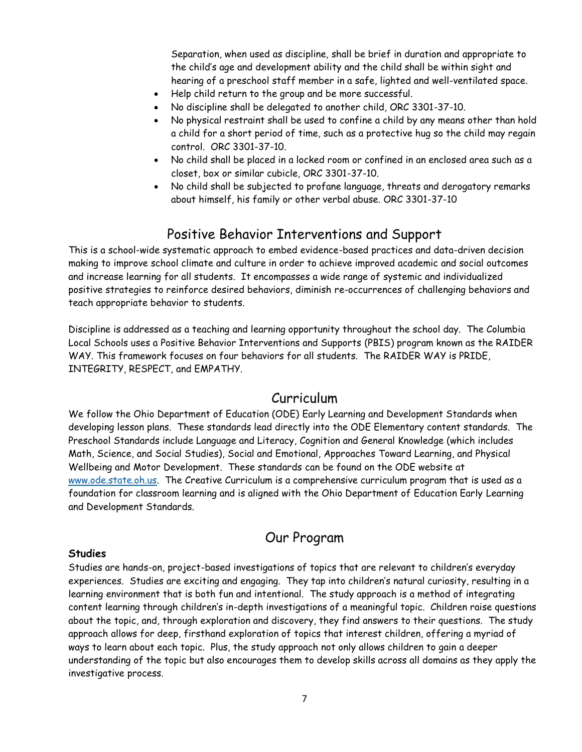Separation, when used as discipline, shall be brief in duration and appropriate to the child's age and development ability and the child shall be within sight and hearing of a preschool staff member in a safe, lighted and well-ventilated space.

- Help child return to the group and be more successful.
- No discipline shall be delegated to another child, ORC 3301-37-10.
- No physical restraint shall be used to confine a child by any means other than hold a child for a short period of time, such as a protective hug so the child may regain control. ORC 3301-37-10.
- No child shall be placed in a locked room or confined in an enclosed area such as a closet, box or similar cubicle, ORC 3301-37-10.
- No child shall be subjected to profane language, threats and derogatory remarks about himself, his family or other verbal abuse. ORC 3301-37-10

## Positive Behavior Interventions and Support

This is a school-wide systematic approach to embed evidence-based practices and data-driven decision making to improve school climate and culture in order to achieve improved academic and social outcomes and increase learning for all students. It encompasses a wide range of systemic and individualized positive strategies to reinforce desired behaviors, diminish re-occurrences of challenging behaviors and teach appropriate behavior to students.

Discipline is addressed as a teaching and learning opportunity throughout the school day. The Columbia Local Schools uses a Positive Behavior Interventions and Supports (PBIS) program known as the RAIDER WAY. This framework focuses on four behaviors for all students. The RAIDER WAY is PRIDE, INTEGRITY, RESPECT, and EMPATHY.

## Curriculum

We follow the Ohio Department of Education (ODE) Early Learning and Development Standards when developing lesson plans. These standards lead directly into the ODE Elementary content standards. The Preschool Standards include Language and Literacy, Cognition and General Knowledge (which includes Math, Science, and Social Studies), Social and Emotional, Approaches Toward Learning, and Physical Wellbeing and Motor Development. These standards can be found on the ODE website at www.ode.state.oh.us. The Creative Curriculum is a comprehensive curriculum program that is used as a foundation for classroom learning and is aligned with the Ohio Department of Education Early Learning and Development Standards.

## Our Program

**Studies**

Studies are hands-on, project-based investigations of topics that are relevant to children's everyday experiences. Studies are exciting and engaging. They tap into children's natural curiosity, resulting in a learning environment that is both fun and intentional. The study approach is a method of integrating content learning through children's in-depth investigations of a meaningful topic. Children raise questions about the topic, and, through exploration and discovery, they find answers to their questions. The study approach allows for deep, firsthand exploration of topics that interest children, offering a myriad of ways to learn about each topic. Plus, the study approach not only allows children to gain a deeper understanding of the topic but also encourages them to develop skills across all domains as they apply the investigative process.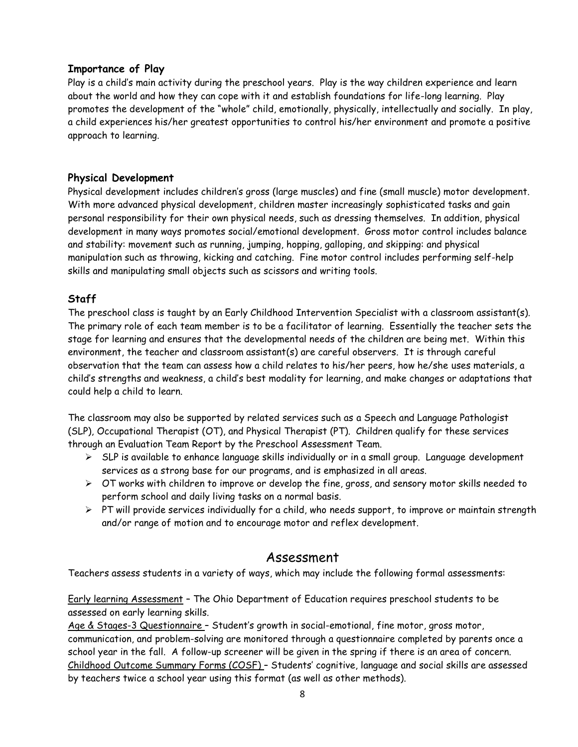### Importance of Play

Play is a child's main activity during the preschool years. Play is the way children experience and learn about the world and how they can cope with it and establish foundations for life-long learning. Play promotes the development of the "whole" child, emotionally, physically, intellectually and socially. In play, a child experiences his/her greatest opportunities to control his/her environment and promote a positive approach to learning.

### Physical Development

Physical development includes children's gross (large muscles) and fine (small muscle) motor development. With more advanced physical development, children master increasingly sophisticated tasks and gain personal responsibility for their own physical needs, such as dressing themselves. In addition, physical development in many ways promotes social/emotional development. Gross motor control includes balance and stability: movement such as running, jumping, hopping, galloping, and skipping: and physical manipulation such as throwing, kicking and catching. Fine motor control includes performing self-help skills and manipulating small objects such as scissors and writing tools.

### Staff

The preschool class is taught by an Early Childhood Intervention Specialist with a classroom assistant(s). The primary role of each team member is to be a facilitator of learning. Essentially the teacher sets the stage for learning and ensures that the developmental needs of the children are being met. Within this environment, the teacher and classroom assistant(s) are careful observers. It is through careful observation that the team can assess how a child relates to his/her peers, how he/she uses materials, a child's strengths and weakness, a child's best modality for learning, and make changes or adaptations that could help a child to learn.

The classroom may also be supported by related services such as a Speech and Language Pathologist (SLP), Occupational Therapist (OT), and Physical Therapist (PT). Children qualify for these services through an Evaluation Team Report by the Preschool Assessment Team.

- SLP is available to enhance language skills individually or in a small group. Language development services as a strong base for our programs, and is emphasized in all areas.
- OT works with children to improve or develop the fine, gross, and sensory motor skills needed to perform school and daily living tasks on a normal basis.
- PT will provide services individually for a child, who needs support, to improve or maintain strength and/or range of motion and to encourage motor and reflex development.

## Assessment

Teachers assess students in a variety of ways, which may include the following formal assessments:

Early learning Assessment – The Ohio Department of Education requires preschool students to be assessed on early learning skills.

Age & Stages-3 Questionnaire – Student's growth in social-emotional, fine motor, gross motor, communication, and problem-solving are monitored through a questionnaire completed by parents once a school year in the fall. A follow-up screener will be given in the spring if there is an area of concern.

Childhood Outcome Summary Forms (COSF) – Students' cognitive, language and social skills are assessed by teachers twice a school year using this format (as well as other methods).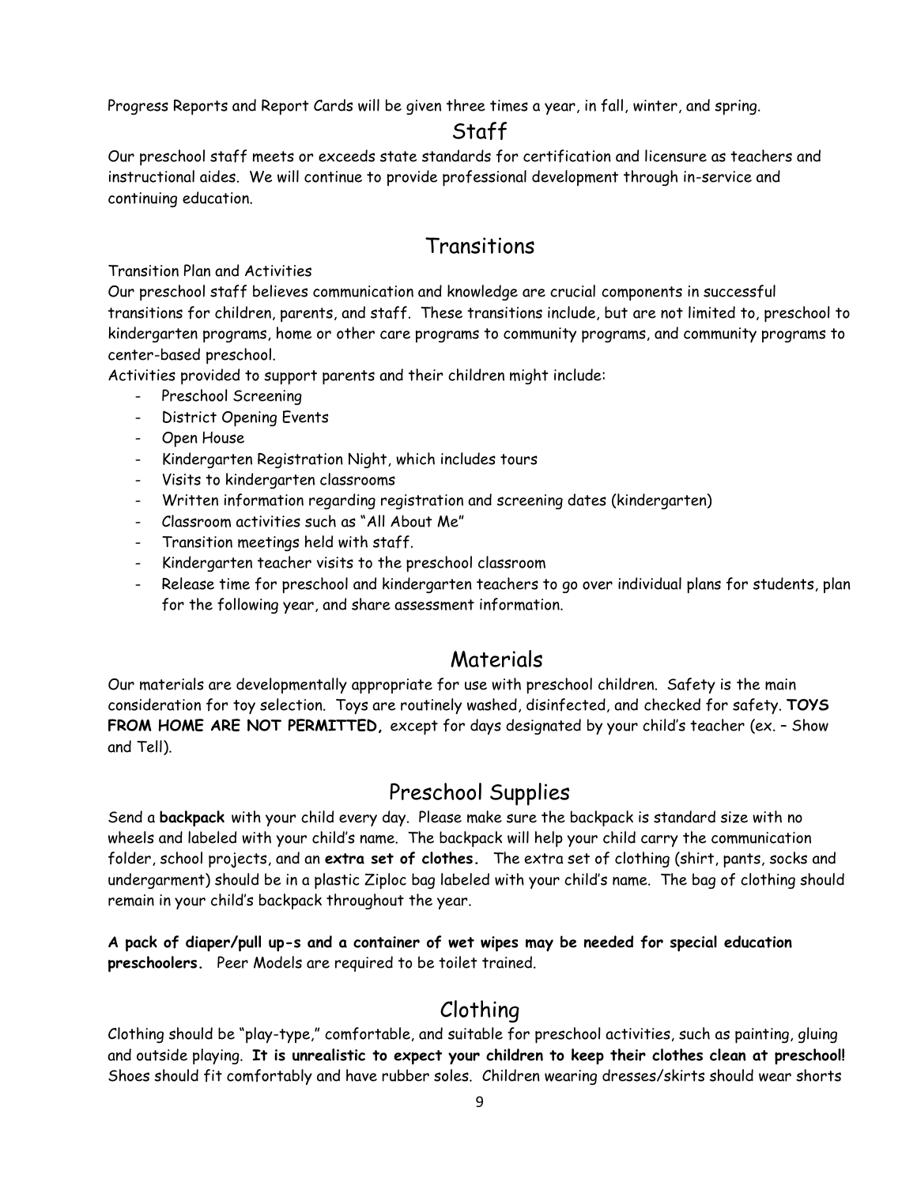Progress Reports and Report Cards will be given three times a year, in fall, winter, and spring.

## Staff

Our preschool staff meets or exceeds state standards for certification and licensure as teachers and instructional aides. We will continue to provide professional development through in-service and continuing education.

## Transitions

Transition Plan and Activities

Our preschool staff believes communication and knowledge are crucial components in successful transitions for children, parents, and staff. These transitions include, but are not limited to, preschool to kindergarten programs, home or other care programs to community programs, and community programs to center-based preschool.

Activities provided to support parents and their children might include:

- Preschool Screening
- District Opening Events
- Open House
- Kindergarten Registration Night, which includes tours
- Visits to kindergarten classrooms
- Written information regarding registration and screening dates (kindergarten)
- Classroom activities such as "All About Me"
- Transition meetings held with staff.
- Kindergarten teacher visits to the preschool classroom
- Release time for preschool and kindergarten teachers to go over individual plans for students, plan for the following year, and share assessment information.

## Materials

Our materials are developmentally appropriate for use with preschool children. Safety is the main consideration for toy selection. Toys are routinely washed, disinfected, and checked for safety. **TOYS FROM HOME ARE NOT PERMITTED,** except for days designated by your child's teacher (ex. – Show and Tell).

## Preschool Supplies

Send a **backpack** with your child every day. Please make sure the backpack is standard size with no wheels and labeled with your child's name. The backpack will help your child carry the communication folder, school projects, and an **extra set of clothes.** The extra set of clothing (shirt, pants, socks and undergarment) should be in a plastic Ziploc bag labeled with your child's name. The bag of clothing should remain in your child's backpack throughout the year.

**A pack of diaper/pull up-s and a container of wet wipes may be needed for special education preschoolers.** Peer Models are required to be toilet trained.

## Clothing

Clothing should be "play-type," comfortable, and suitable for preschool activities, such as painting, gluing and outside playing. **It is unrealistic to expect your children to keep their clothes clean at preschool!** Shoes should fit comfortably and have rubber soles. Children wearing dresses/skirts should wear shorts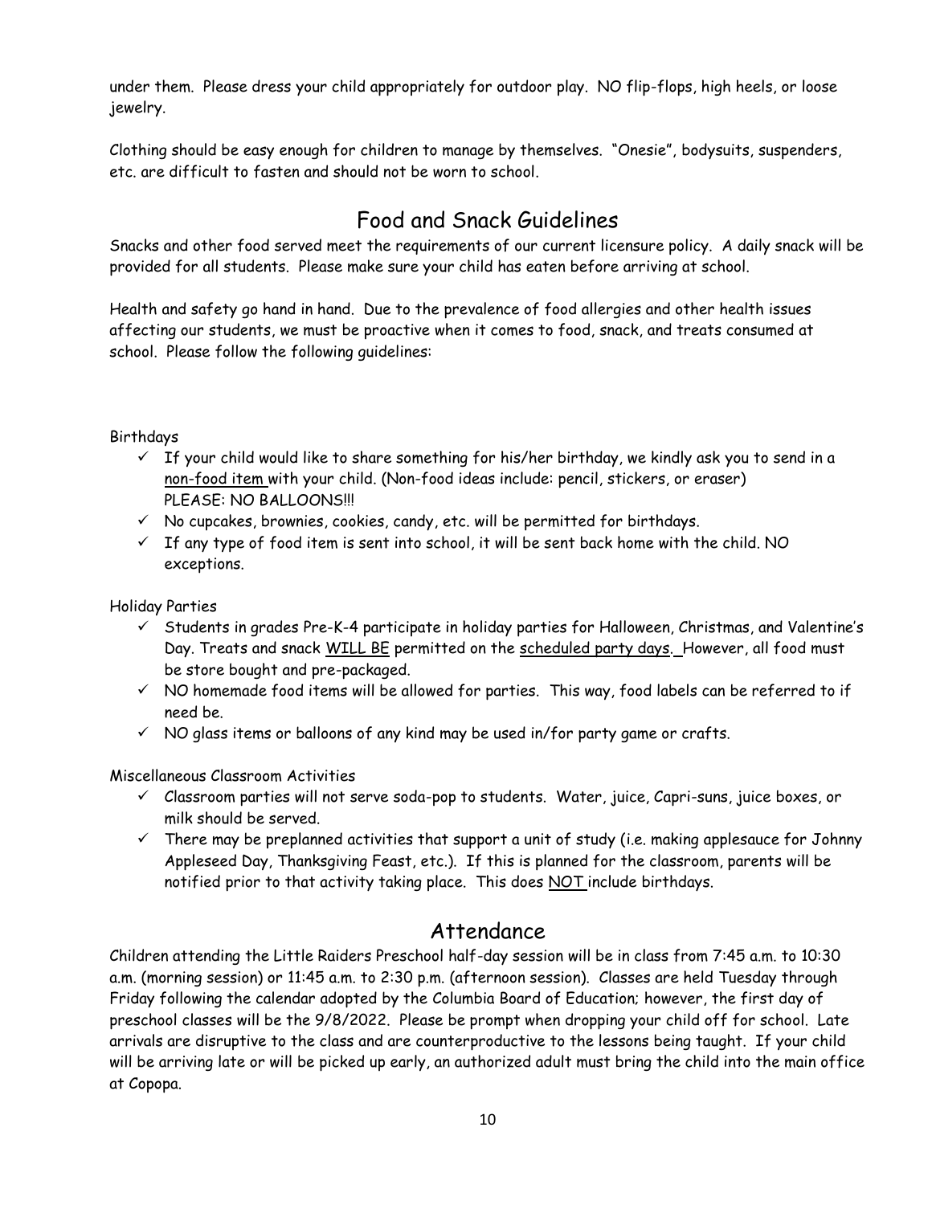under them. Please dress your child appropriately for outdoor play. NO flip-flops, high heels, or loose jewelry.

Clothing should be easy enough for children to manage by themselves. "Onesie", bodysuits, suspenders, etc. are difficult to fasten and should not be worn to school.

## Food and Snack Guidelines

Snacks and other food served meet the requirements of our current licensure policy. A daily snack will be provided for all students. Please make sure your child has eaten before arriving at school.

Health and safety go hand in hand. Due to the prevalence of food allergies and other health issues affecting our students, we must be proactive when it comes to food, snack, and treats consumed at school. Please follow the following guidelines:

Birthdays

- ✓ If your child would like to share something for his/her birthday, we kindly ask you to send in a <u>non-food item</u> with your child. (Non-food ideas include: pencil, stickers, or eraser) PLEASE: NO BALLOONS!!!
- ✓ No cupcakes, brownies, cookies, candy, etc. will be permitted for birthdays.
- ✓ If any type of food item is sent into school, it will be sent back home with the child. NO exceptions.

Holiday Parties

- ✓ Students in grades Pre-K-4 participate in holiday parties for Halloween, Christmas, and Valentine's Day. Treats and snack <u>WILL BE</u> permitted on the <u>scheduled party days</u>. However, all food must be store bought and pre-packaged.
- ✓ NO homemade food items will be allowed for parties. This way, food labels can be referred to if need be.
- ✓ NO glass items or balloons of any kind may be used in/for party game or crafts.

Miscellaneous Classroom Activities

- ✓ Classroom parties will not serve soda-pop to students. Water, juice, Capri-suns, juice boxes, or milk should be served.
- ✓ There may be preplanned activities that support a unit of study (i.e. making applesauce for Johnny Appleseed Day, Thanksgiving Feast, etc.). If this is planned for the classroom, parents will be notified prior to that activity taking place. This does <u>NOT</u> include birthdays.

## Attendance

Children attending the Little Raiders Preschool half-day session will be in class from 7:45 a.m. to 10:30 a.m. (morning session) or 11:45 a.m. to 2:30 p.m. (afternoon session). Classes are held Tuesday through Friday following the calendar adopted by the Columbia Board of Education; however, the first day of preschool classes will be the 9/8/2022. Please be prompt when dropping your child off for school. Late arrivals are disruptive to the class and are counterproductive to the lessons being taught. If your child will be arriving late or will be picked up early, an authorized adult must bring the child into the main office at Copopa.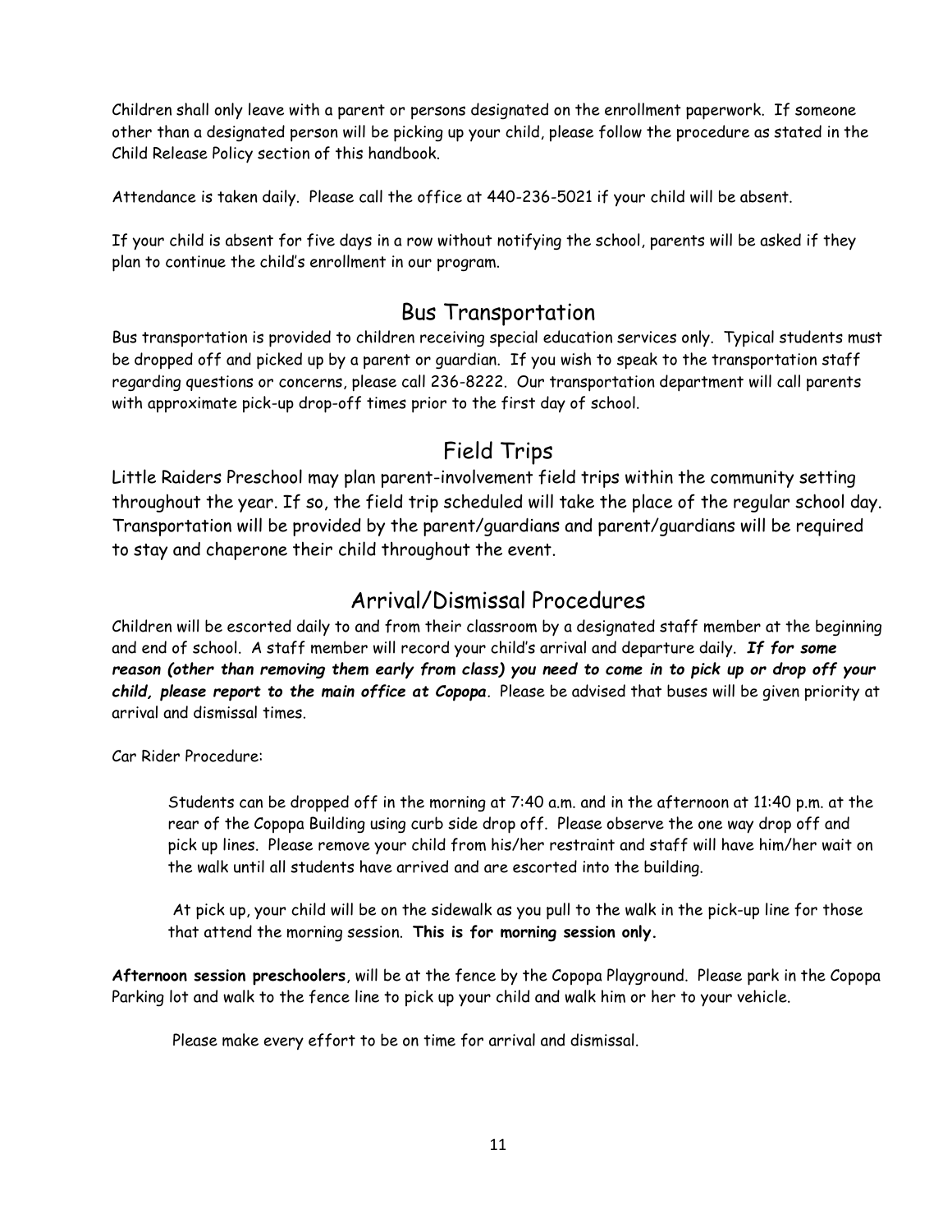Children shall only leave with a parent or persons designated on the enrollment paperwork. If someone other than a designated person will be picking up your child, please follow the procedure as stated in the Child Release Policy section of this handbook.

Attendance is taken daily. Please call the office at 440-236-5021 if your child will be absent.

If your child is absent for five days in a row without notifying the school, parents will be asked if they plan to continue the child's enrollment in our program.

## Bus Transportation

Bus transportation is provided to children receiving special education services only. Typical students must be dropped off and picked up by a parent or guardian. If you wish to speak to the transportation staff regarding questions or concerns, please call 236-8222. Our transportation department will call parents with approximate pick-up drop-off times prior to the first day of school.

## Field Trips

Little Raiders Preschool may plan parent-involvement field trips within the community setting throughout the year. If so, the field trip scheduled will take the place of the regular school day. Transportation will be provided by the parent/guardians and parent/guardians will be required to stay and chaperone their child throughout the event.

## Arrival/Dismissal Procedures

Children will be escorted daily to and from their classroom by a designated staff member at the beginning and end of school. A staff member will record your child's arrival and departure daily. ***If for some reason (other than removing them early from class) you need to come in to pick up or drop off your child, please report to the main office at Copopa***. Please be advised that buses will be given priority at arrival and dismissal times.

Car Rider Procedure:

> Students can be dropped off in the morning at 7:40 a.m. and in the afternoon at 11:40 p.m. at the rear of the Copopa Building using curb side drop off. Please observe the one way drop off and pick up lines. Please remove your child from his/her restraint and staff will have him/her wait on the walk until all students have arrived and are escorted into the building.
>
> At pick up, your child will be on the sidewalk as you pull to the walk in the pick-up line for those that attend the morning session. **This is for morning session only.**

**Afternoon session preschoolers**, will be at the fence by the Copopa Playground. Please park in the Copopa Parking lot and walk to the fence line to pick up your child and walk him or her to your vehicle.

> Please make every effort to be on time for arrival and dismissal.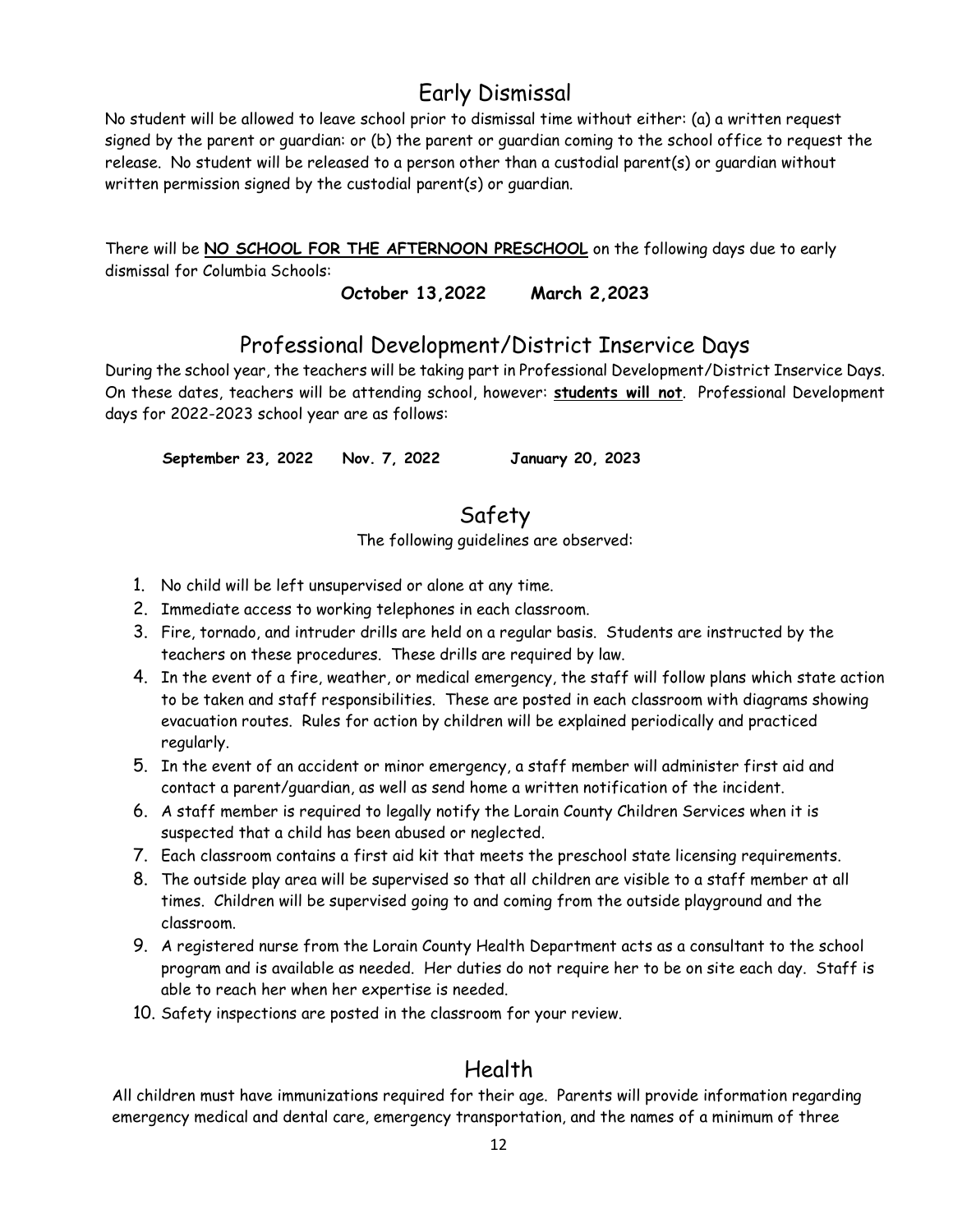## Early Dismissal

No student will be allowed to leave school prior to dismissal time without either: (a) a written request signed by the parent or guardian: or (b) the parent or guardian coming to the school office to request the release. No student will be released to a person other than a custodial parent(s) or guardian without written permission signed by the custodial parent(s) or guardian.

There will be **NO SCHOOL FOR THE AFTERNOON PRESCHOOL** on the following days due to early dismissal for Columbia Schools:

**October 13,2022 March 2,2023**

## Professional Development/District Inservice Days

During the school year, the teachers will be taking part in Professional Development/District Inservice Days. On these dates, teachers will be attending school, however: **students will not**. Professional Development days for 2022-2023 school year are as follows:

**September 23, 2022 Nov. 7, 2022 January 20, 2023**

## Safety

The following guidelines are observed:

1. No child will be left unsupervised or alone at any time.
2. Immediate access to working telephones in each classroom.
3. Fire, tornado, and intruder drills are held on a regular basis. Students are instructed by the teachers on these procedures. These drills are required by law.
4. In the event of a fire, weather, or medical emergency, the staff will follow plans which state action to be taken and staff responsibilities. These are posted in each classroom with diagrams showing evacuation routes. Rules for action by children will be explained periodically and practiced regularly.
5. In the event of an accident or minor emergency, a staff member will administer first aid and contact a parent/guardian, as well as send home a written notification of the incident.
6. A staff member is required to legally notify the Lorain County Children Services when it is suspected that a child has been abused or neglected.
7. Each classroom contains a first aid kit that meets the preschool state licensing requirements.
8. The outside play area will be supervised so that all children are visible to a staff member at all times. Children will be supervised going to and coming from the outside playground and the classroom.
9. A registered nurse from the Lorain County Health Department acts as a consultant to the school program and is available as needed. Her duties do not require her to be on site each day. Staff is able to reach her when her expertise is needed.
10. Safety inspections are posted in the classroom for your review.

## Health

All children must have immunizations required for their age. Parents will provide information regarding emergency medical and dental care, emergency transportation, and the names of a minimum of three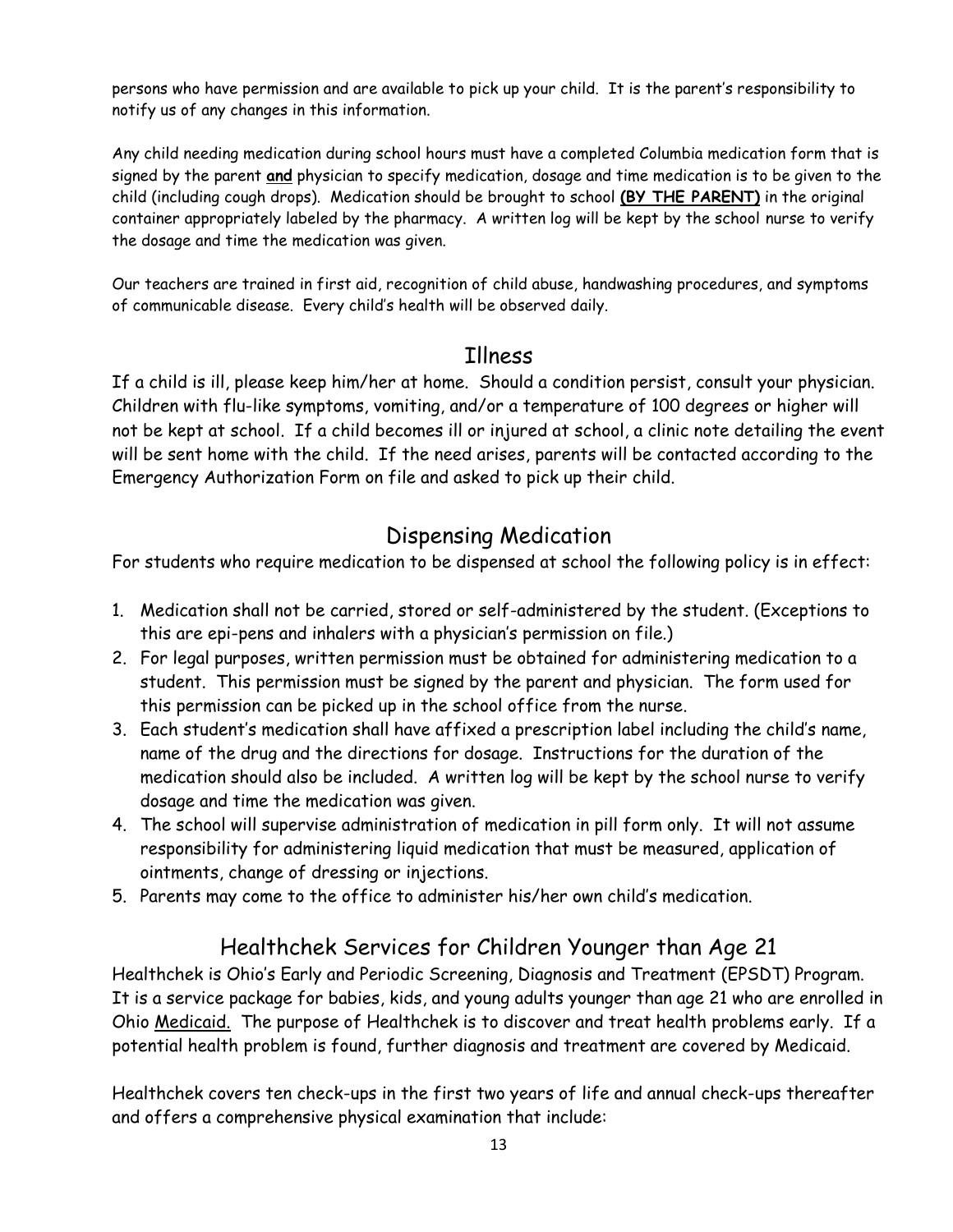persons who have permission and are available to pick up your child. It is the parent's responsibility to notify us of any changes in this information.

Any child needing medication during school hours must have a completed Columbia medication form that is signed by the parent **and** physician to specify medication, dosage and time medication is to be given to the child (including cough drops). Medication should be brought to school **(BY THE PARENT)** in the original container appropriately labeled by the pharmacy. A written log will be kept by the school nurse to verify the dosage and time the medication was given.

Our teachers are trained in first aid, recognition of child abuse, handwashing procedures, and symptoms of communicable disease. Every child's health will be observed daily.

## Illness

If a child is ill, please keep him/her at home. Should a condition persist, consult your physician. Children with flu-like symptoms, vomiting, and/or a temperature of 100 degrees or higher will not be kept at school. If a child becomes ill or injured at school, a clinic note detailing the event will be sent home with the child. If the need arises, parents will be contacted according to the Emergency Authorization Form on file and asked to pick up their child.

## Dispensing Medication

For students who require medication to be dispensed at school the following policy is in effect:

1. Medication shall not be carried, stored or self-administered by the student. (Exceptions to this are epi-pens and inhalers with a physician's permission on file.)
2. For legal purposes, written permission must be obtained for administering medication to a student. This permission must be signed by the parent and physician. The form used for this permission can be picked up in the school office from the nurse.
3. Each student's medication shall have affixed a prescription label including the child's name, name of the drug and the directions for dosage. Instructions for the duration of the medication should also be included. A written log will be kept by the school nurse to verify dosage and time the medication was given.
4. The school will supervise administration of medication in pill form only. It will not assume responsibility for administering liquid medication that must be measured, application of ointments, change of dressing or injections.
5. Parents may come to the office to administer his/her own child's medication.

## Healthchek Services for Children Younger than Age 21

Healthchek is Ohio's Early and Periodic Screening, Diagnosis and Treatment (EPSDT) Program. It is a service package for babies, kids, and young adults younger than age 21 who are enrolled in Ohio Medicaid. The purpose of Healthchek is to discover and treat health problems early. If a potential health problem is found, further diagnosis and treatment are covered by Medicaid.

Healthchek covers ten check-ups in the first two years of life and annual check-ups thereafter and offers a comprehensive physical examination that include: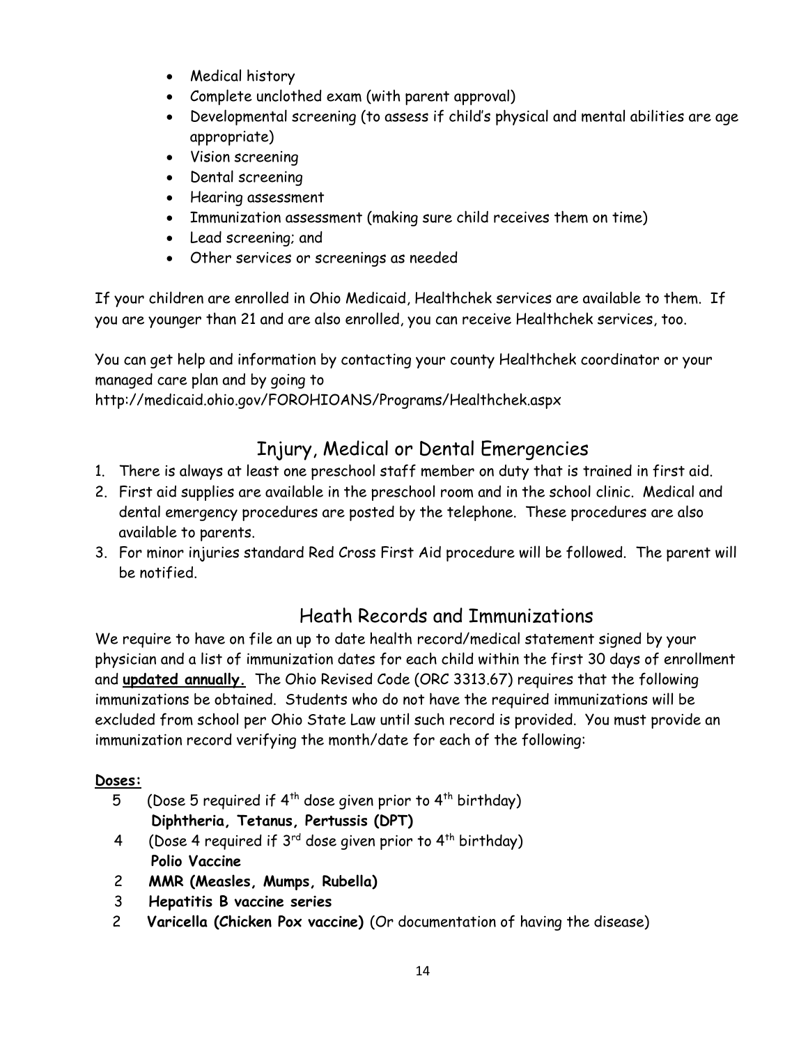- Medical history
- Complete unclothed exam (with parent approval)
- Developmental screening (to assess if child's physical and mental abilities are age appropriate)
- Vision screening
- Dental screening
- Hearing assessment
- Immunization assessment (making sure child receives them on time)
- Lead screening; and
- Other services or screenings as needed

If your children are enrolled in Ohio Medicaid, Healthchek services are available to them. If you are younger than 21 and are also enrolled, you can receive Healthchek services, too.

You can get help and information by contacting your county Healthchek coordinator or your managed care plan and by going to http://medicaid.ohio.gov/FOROHIOANS/Programs/Healthchek.aspx

## Injury, Medical or Dental Emergencies

1. There is always at least one preschool staff member on duty that is trained in first aid.
2. First aid supplies are available in the preschool room and in the school clinic. Medical and dental emergency procedures are posted by the telephone. These procedures are also available to parents.
3. For minor injuries standard Red Cross First Aid procedure will be followed. The parent will be notified.

## Heath Records and Immunizations

We require to have on file an up to date health record/medical statement signed by your physician and a list of immunization dates for each child within the first 30 days of enrollment and **updated annually.** The Ohio Revised Code (ORC 3313.67) requires that the following immunizations be obtained. Students who do not have the required immunizations will be excluded from school per Ohio State Law until such record is provided. You must provide an immunization record verifying the month/date for each of the following:

**Doses:**

5 (Dose 5 required if 4th dose given prior to 4th birthday)
**Diphtheria, Tetanus, Pertussis (DPT)**

4 (Dose 4 required if 3rd dose given prior to 4th birthday)
**Polio Vaccine**

2 **MMR (Measles, Mumps, Rubella)**

3 **Hepatitis B vaccine series**

2 **Varicella (Chicken Pox vaccine)** (Or documentation of having the disease)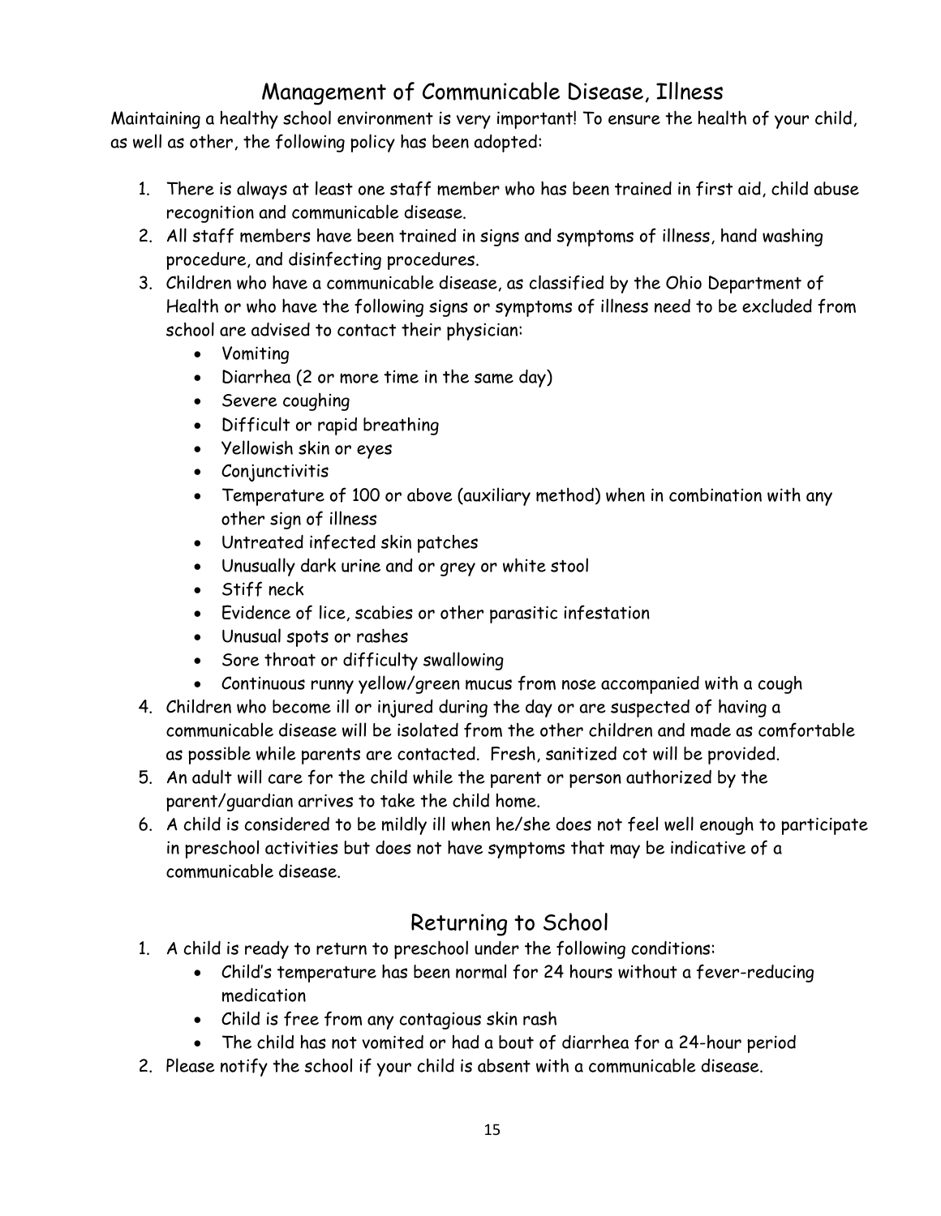## Management of Communicable Disease, Illness

Maintaining a healthy school environment is very important! To ensure the health of your child, as well as other, the following policy has been adopted:

1. There is always at least one staff member who has been trained in first aid, child abuse recognition and communicable disease.
2. All staff members have been trained in signs and symptoms of illness, hand washing procedure, and disinfecting procedures.
3. Children who have a communicable disease, as classified by the Ohio Department of Health or who have the following signs or symptoms of illness need to be excluded from school are advised to contact their physician:
   - Vomiting
   - Diarrhea (2 or more time in the same day)
   - Severe coughing
   - Difficult or rapid breathing
   - Yellowish skin or eyes
   - Conjunctivitis
   - Temperature of 100 or above (auxiliary method) when in combination with any other sign of illness
   - Untreated infected skin patches
   - Unusually dark urine and or grey or white stool
   - Stiff neck
   - Evidence of lice, scabies or other parasitic infestation
   - Unusual spots or rashes
   - Sore throat or difficulty swallowing
   - Continuous runny yellow/green mucus from nose accompanied with a cough
4. Children who become ill or injured during the day or are suspected of having a communicable disease will be isolated from the other children and made as comfortable as possible while parents are contacted. Fresh, sanitized cot will be provided.
5. An adult will care for the child while the parent or person authorized by the parent/guardian arrives to take the child home.
6. A child is considered to be mildly ill when he/she does not feel well enough to participate in preschool activities but does not have symptoms that may be indicative of a communicable disease.

## Returning to School

1. A child is ready to return to preschool under the following conditions:
   - Child's temperature has been normal for 24 hours without a fever-reducing medication
   - Child is free from any contagious skin rash
   - The child has not vomited or had a bout of diarrhea for a 24-hour period
2. Please notify the school if your child is absent with a communicable disease.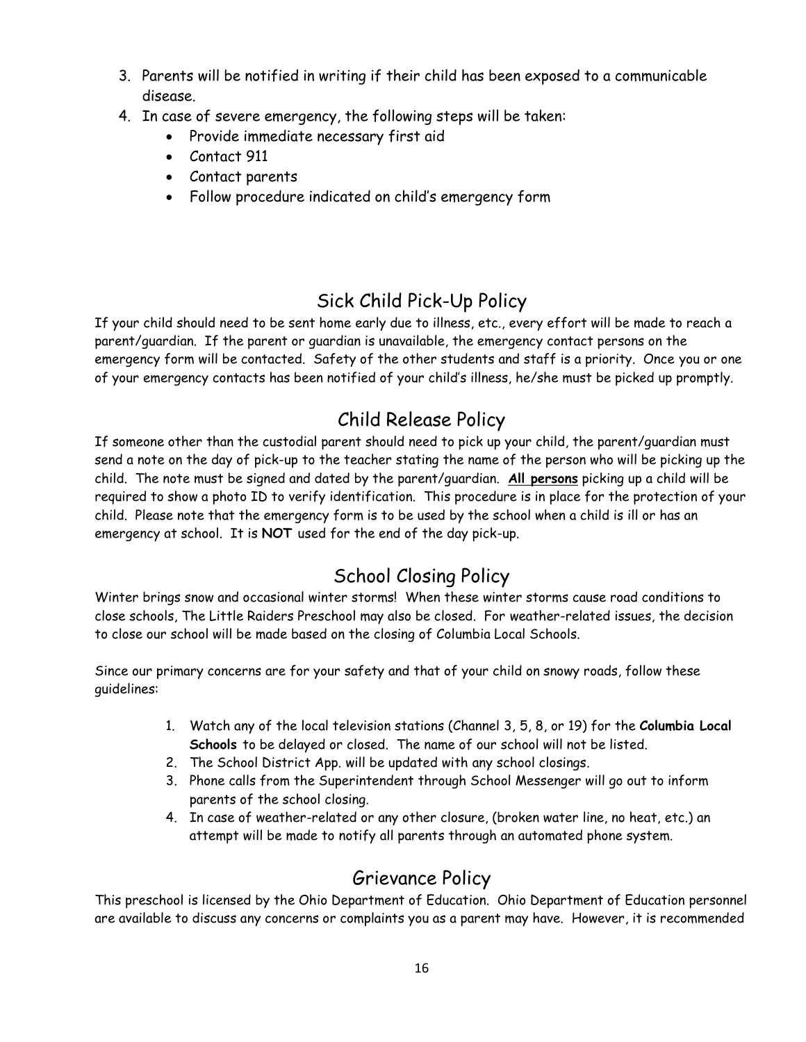3. Parents will be notified in writing if their child has been exposed to a communicable disease.
4. In case of severe emergency, the following steps will be taken:
   - Provide immediate necessary first aid
   - Contact 911
   - Contact parents
   - Follow procedure indicated on child's emergency form

## Sick Child Pick-Up Policy

If your child should need to be sent home early due to illness, etc., every effort will be made to reach a parent/guardian. If the parent or guardian is unavailable, the emergency contact persons on the emergency form will be contacted. Safety of the other students and staff is a priority. Once you or one of your emergency contacts has been notified of your child's illness, he/she must be picked up promptly.

## Child Release Policy

If someone other than the custodial parent should need to pick up your child, the parent/guardian must send a note on the day of pick-up to the teacher stating the name of the person who will be picking up the child. The note must be signed and dated by the parent/guardian. **All persons** picking up a child will be required to show a photo ID to verify identification. This procedure is in place for the protection of your child. Please note that the emergency form is to be used by the school when a child is ill or has an emergency at school. It is **NOT** used for the end of the day pick-up.

## School Closing Policy

Winter brings snow and occasional winter storms! When these winter storms cause road conditions to close schools, The Little Raiders Preschool may also be closed. For weather-related issues, the decision to close our school will be made based on the closing of Columbia Local Schools.

Since our primary concerns are for your safety and that of your child on snowy roads, follow these guidelines:

1. Watch any of the local television stations (Channel 3, 5, 8, or 19) for the **Columbia Local Schools** to be delayed or closed. The name of our school will not be listed.
2. The School District App. will be updated with any school closings.
3. Phone calls from the Superintendent through School Messenger will go out to inform parents of the school closing.
4. In case of weather-related or any other closure, (broken water line, no heat, etc.) an attempt will be made to notify all parents through an automated phone system.

## Grievance Policy

This preschool is licensed by the Ohio Department of Education. Ohio Department of Education personnel are available to discuss any concerns or complaints you as a parent may have. However, it is recommended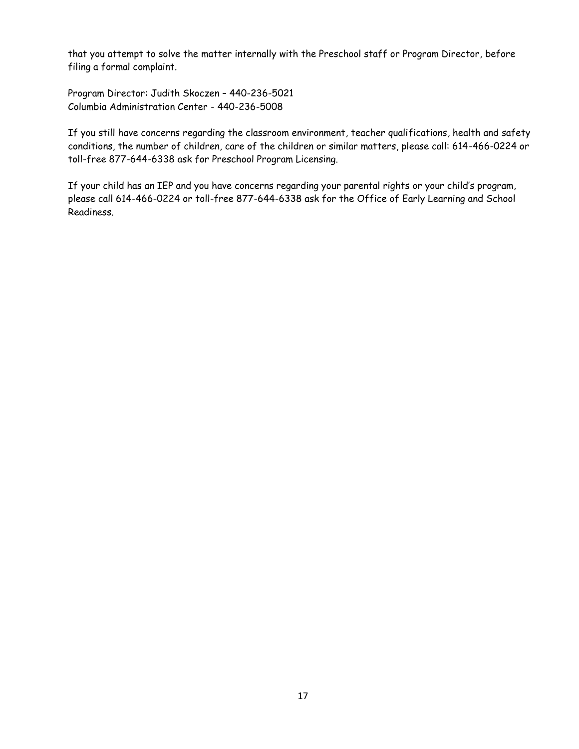that you attempt to solve the matter internally with the Preschool staff or Program Director, before filing a formal complaint.

Program Director: Judith Skoczen – 440-236-5021
Columbia Administration Center - 440-236-5008

If you still have concerns regarding the classroom environment, teacher qualifications, health and safety conditions, the number of children, care of the children or similar matters, please call: 614-466-0224 or toll-free 877-644-6338 ask for Preschool Program Licensing.

If your child has an IEP and you have concerns regarding your parental rights or your child's program, please call 614-466-0224 or toll-free 877-644-6338 ask for the Office of Early Learning and School Readiness.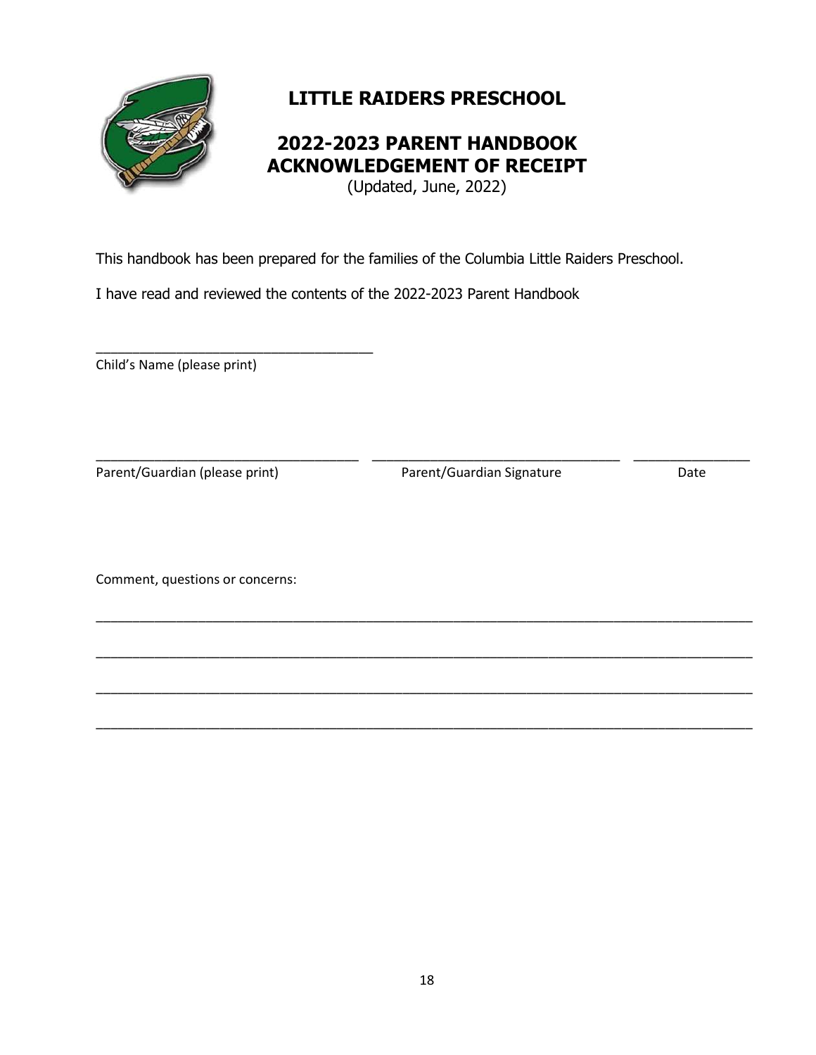# LITTLE RAIDERS PRESCHOOL

## 2022-2023 PARENT HANDBOOK ACKNOWLEDGEMENT OF RECEIPT

(Updated, June, 2022)

This handbook has been prepared for the families of the Columbia Little Raiders Preschool.

I have read and reviewed the contents of the 2022-2023 Parent Handbook

_____________________________________
Child's Name (please print)

__________________________________ __________________________________ _______________
Parent/Guardian (please print) Parent/Guardian Signature Date

Comment, questions or concerns:

_____________________________________________________________________________________

_____________________________________________________________________________________

_____________________________________________________________________________________

_____________________________________________________________________________________